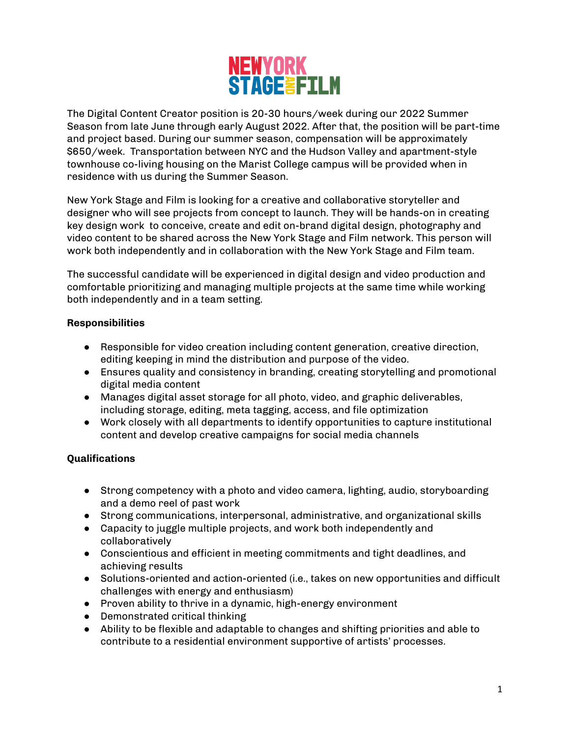NEW YORK STAGE AND FILM

The Digital Content Creator position is 20-30 hours/week during our 2022 Summer Season from late June through early August 2022. After that, the position will be part-time and project based. During our summer season, compensation will be approximately $650/week. Transportation between NYC and the Hudson Valley and apartment-style townhouse co-living housing on the Marist College campus will be provided when in residence with us during the Summer Season.

New York Stage and Film is looking for a creative and collaborative storyteller and designer who will see projects from concept to launch. They will be hands-on in creating key design work to conceive, create and edit on-brand digital design, photography and video content to be shared across the New York Stage and Film network. This person will work both independently and in collaboration with the New York Stage and Film team.

The successful candidate will be experienced in digital design and video production and comfortable prioritizing and managing multiple projects at the same time while working both independently and in a team setting.

**Responsibilities**

- Responsible for video creation including content generation, creative direction, editing keeping in mind the distribution and purpose of the video.
- Ensures quality and consistency in branding, creating storytelling and promotional digital media content
- Manages digital asset storage for all photo, video, and graphic deliverables, including storage, editing, meta tagging, access, and file optimization
- Work closely with all departments to identify opportunities to capture institutional content and develop creative campaigns for social media channels

**Qualifications**

- Strong competency with a photo and video camera, lighting, audio, storyboarding and a demo reel of past work
- Strong communications, interpersonal, administrative, and organizational skills
- Capacity to juggle multiple projects, and work both independently and collaboratively
- Conscientious and efficient in meeting commitments and tight deadlines, and achieving results
- Solutions-oriented and action-oriented (i.e., takes on new opportunities and difficult challenges with energy and enthusiasm)
- Proven ability to thrive in a dynamic, high-energy environment
- Demonstrated critical thinking
- Ability to be flexible and adaptable to changes and shifting priorities and able to contribute to a residential environment supportive of artists' processes.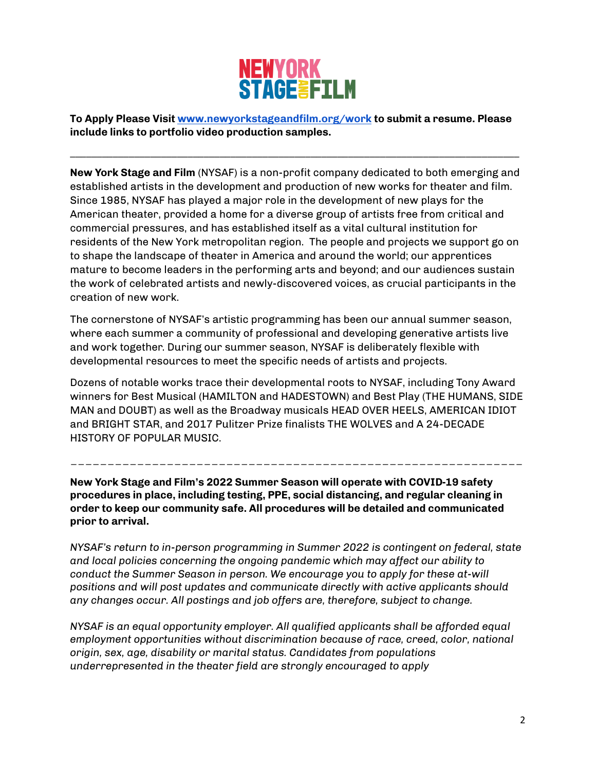**To Apply Please Visit [www.newyorkstageandfilm.org/work](www.newyorkstageandfilm.org/work) to submit a resume. Please include links to portfolio video production samples.**

---

**New York Stage and Film** (NYSAF) is a non-profit company dedicated to both emerging and established artists in the development and production of new works for theater and film. Since 1985, NYSAF has played a major role in the development of new plays for the American theater, provided a home for a diverse group of artists free from critical and commercial pressures, and has established itself as a vital cultural institution for residents of the New York metropolitan region. The people and projects we support go on to shape the landscape of theater in America and around the world; our apprentices mature to become leaders in the performing arts and beyond; and our audiences sustain the work of celebrated artists and newly-discovered voices, as crucial participants in the creation of new work.

The cornerstone of NYSAF's artistic programming has been our annual summer season, where each summer a community of professional and developing generative artists live and work together. During our summer season, NYSAF is deliberately flexible with developmental resources to meet the specific needs of artists and projects.

Dozens of notable works trace their developmental roots to NYSAF, including Tony Award winners for Best Musical (HAMILTON and HADESTOWN) and Best Play (THE HUMANS, SIDE MAN and DOUBT) as well as the Broadway musicals HEAD OVER HEELS, AMERICAN IDIOT and BRIGHT STAR, and 2017 Pulitzer Prize finalists THE WOLVES and A 24-DECADE HISTORY OF POPULAR MUSIC.

---

**New York Stage and Film's 2022 Summer Season will operate with COVID-19 safety procedures in place, including testing, PPE, social distancing, and regular cleaning in order to keep our community safe. All procedures will be detailed and communicated prior to arrival.**

*NYSAF's return to in-person programming in Summer 2022 is contingent on federal, state and local policies concerning the ongoing pandemic which may affect our ability to conduct the Summer Season in person. We encourage you to apply for these at-will positions and will post updates and communicate directly with active applicants should any changes occur. All postings and job offers are, therefore, subject to change.*

*NYSAF is an equal opportunity employer. All qualified applicants shall be afforded equal employment opportunities without discrimination because of race, creed, color, national origin, sex, age, disability or marital status. Candidates from populations underrepresented in the theater field are strongly encouraged to apply*